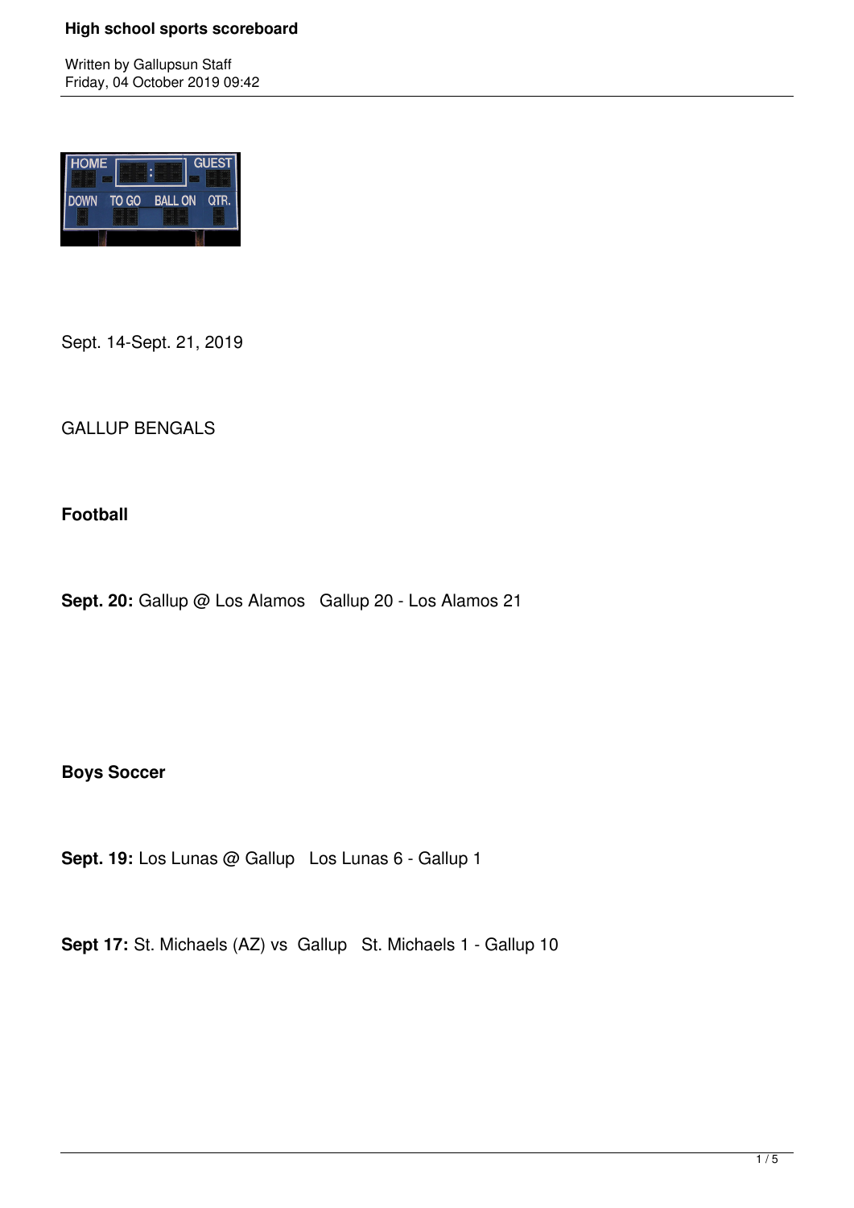# High school sports scoreboard

Written by Gallupsun Staff
Friday, 04 October 2019 09:42

Sept. 14-Sept. 21, 2019

GALLUP BENGALS

**Football**

**Sept. 20:** Gallup @ Los Alamos   Gallup 20 - Los Alamos 21

**Boys Soccer**

**Sept. 19:** Los Lunas @ Gallup   Los Lunas 6 - Gallup 1

**Sept 17:** St. Michaels (AZ) vs  Gallup   St. Michaels 1 - Gallup 10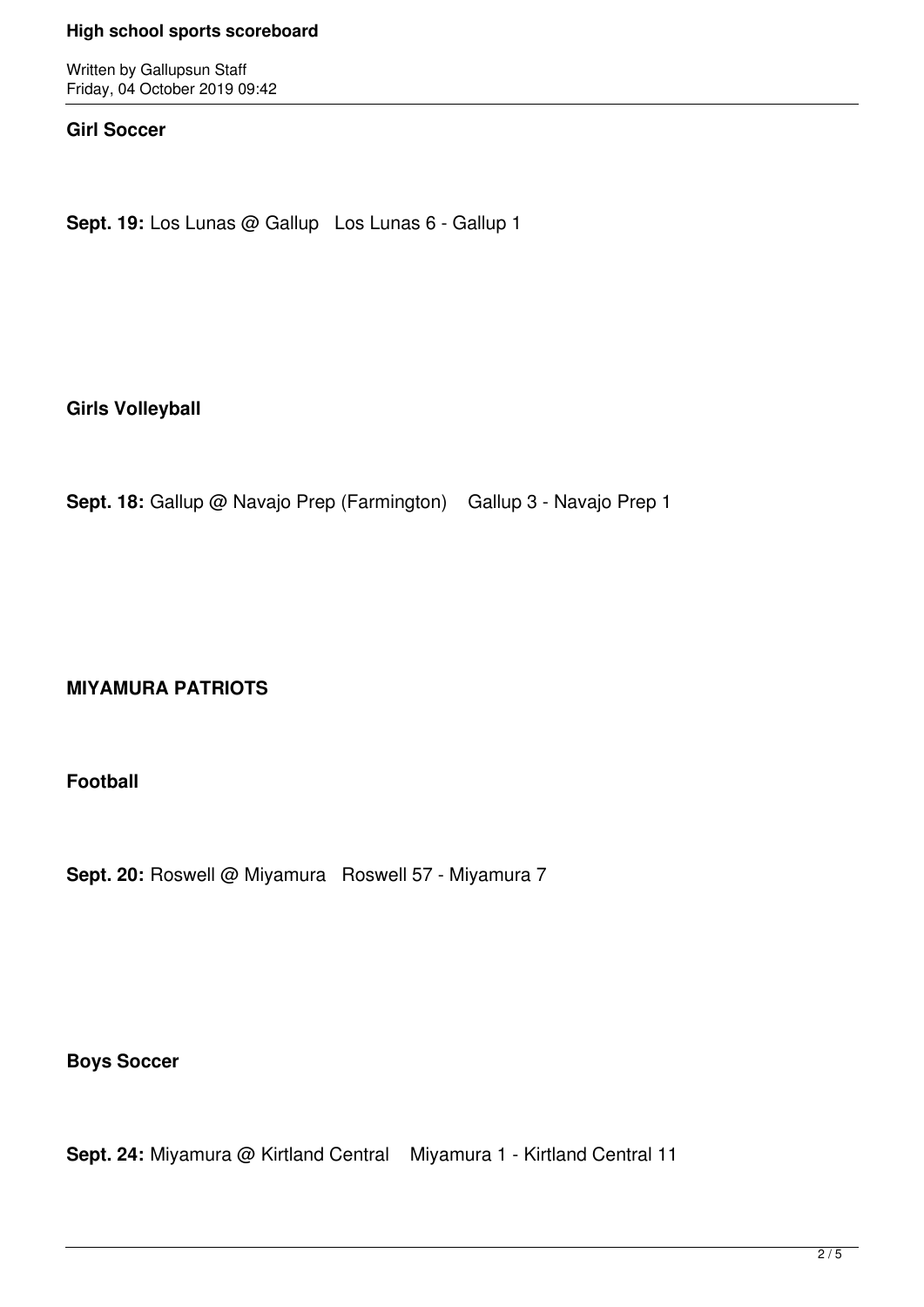**Girl Soccer**

**Sept. 19:** Los Lunas @ Gallup   Los Lunas 6 - Gallup 1

**Girls Volleyball**

**Sept. 18:** Gallup @ Navajo Prep (Farmington)    Gallup 3 - Navajo Prep 1

**MIYAMURA PATRIOTS**

**Football**

**Sept. 20:** Roswell @ Miyamura   Roswell 57 - Miyamura 7

**Boys Soccer**

**Sept. 24:** Miyamura @ Kirtland Central    Miyamura 1 - Kirtland Central 11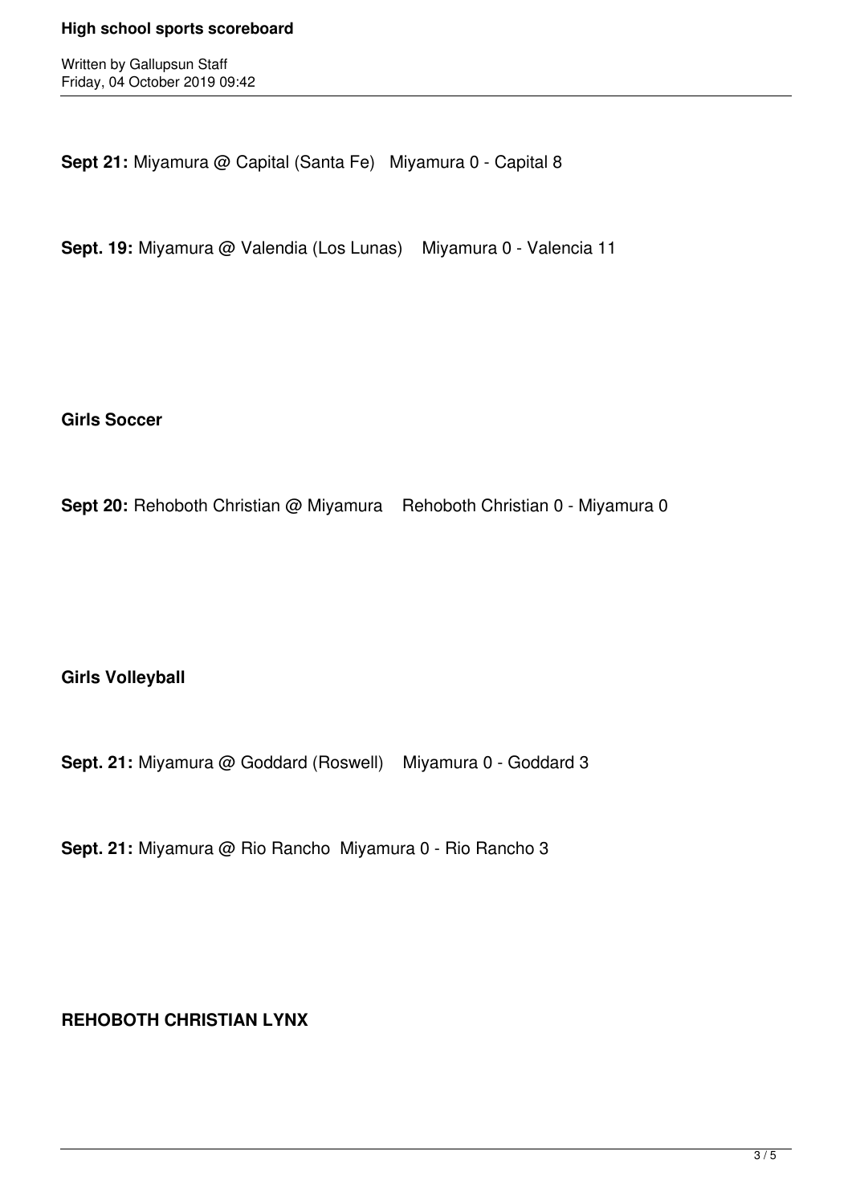**Sept 21:** Miyamura @ Capital (Santa Fe)   Miyamura 0 - Capital 8

**Sept. 19:** Miyamura @ Valendia (Los Lunas)    Miyamura 0 - Valencia 11

**Girls Soccer**

**Sept 20:** Rehoboth Christian @ Miyamura    Rehoboth Christian 0 - Miyamura 0

**Girls Volleyball**

**Sept. 21:** Miyamura @ Goddard (Roswell)    Miyamura 0 - Goddard 3

**Sept. 21:** Miyamura @ Rio Rancho  Miyamura 0 - Rio Rancho 3

**REHOBOTH CHRISTIAN LYNX**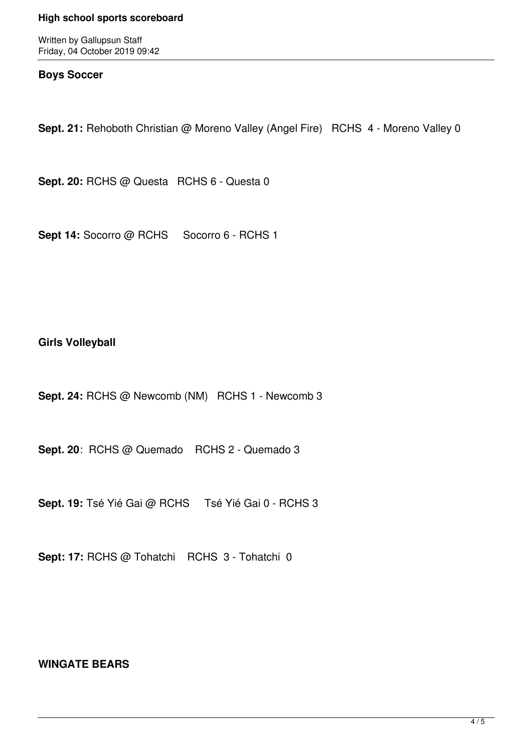**Boys Soccer**

**Sept. 21:** Rehoboth Christian @ Moreno Valley (Angel Fire) RCHS 4 - Moreno Valley 0

**Sept. 20:** RCHS @ Questa RCHS 6 - Questa 0

**Sept 14:** Socorro @ RCHS Socorro 6 - RCHS 1

**Girls Volleyball**

**Sept. 24:** RCHS @ Newcomb (NM) RCHS 1 - Newcomb 3

**Sept. 20**: RCHS @ Quemado RCHS 2 - Quemado 3

**Sept. 19:** Tsé Yié Gai @ RCHS Tsé Yié Gai 0 - RCHS 3

**Sept: 17:** RCHS @ Tohatchi RCHS 3 - Tohatchi 0

**WINGATE BEARS**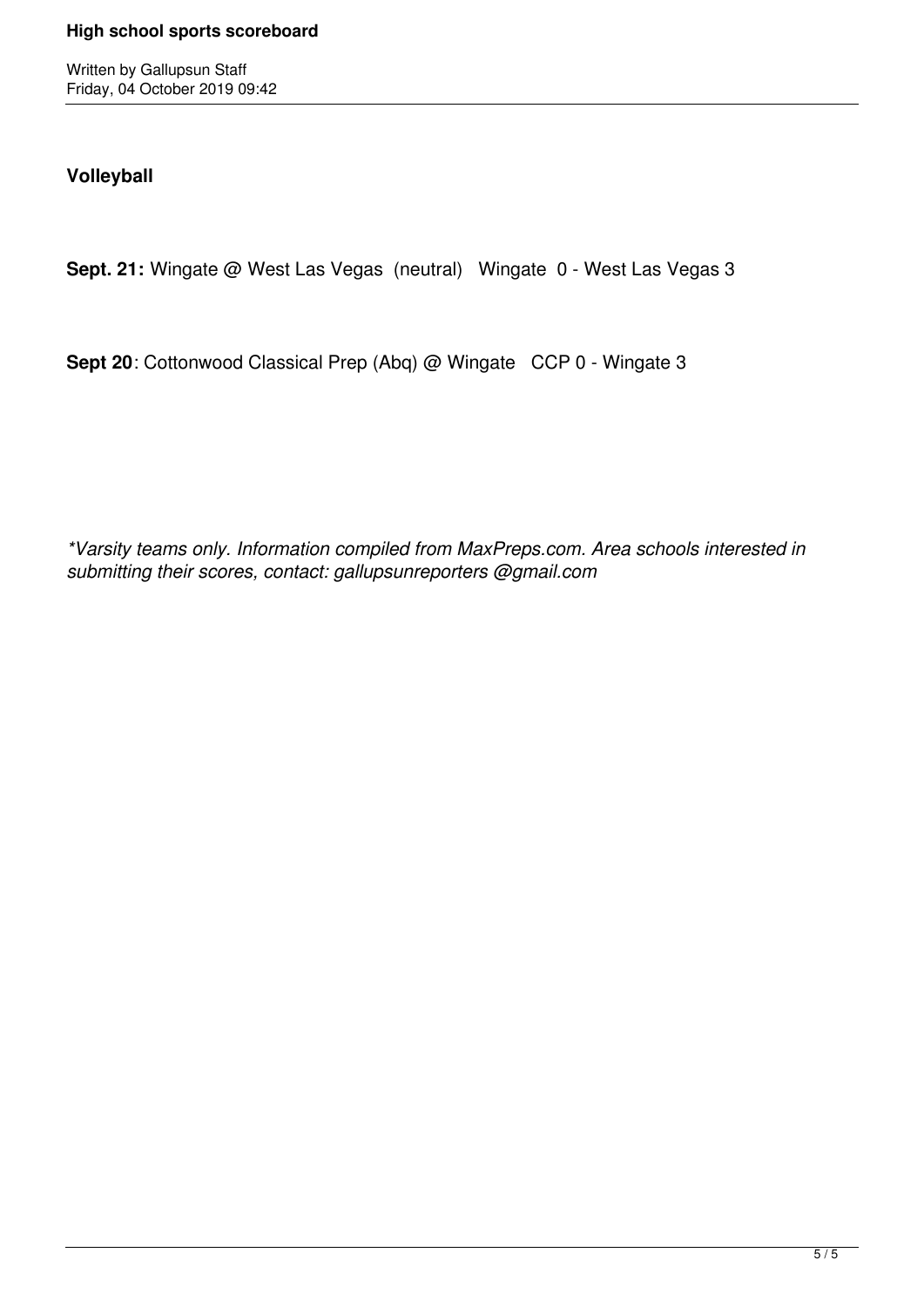**Volleyball**

**Sept. 21:** Wingate @ West Las Vegas (neutral) Wingate 0 - West Las Vegas 3

**Sept 20**: Cottonwood Classical Prep (Abq) @ Wingate CCP 0 - Wingate 3

*\*Varsity teams only. Information compiled from MaxPreps.com. Area schools interested in submitting their scores, contact: gallupsunreporters @gmail.com*